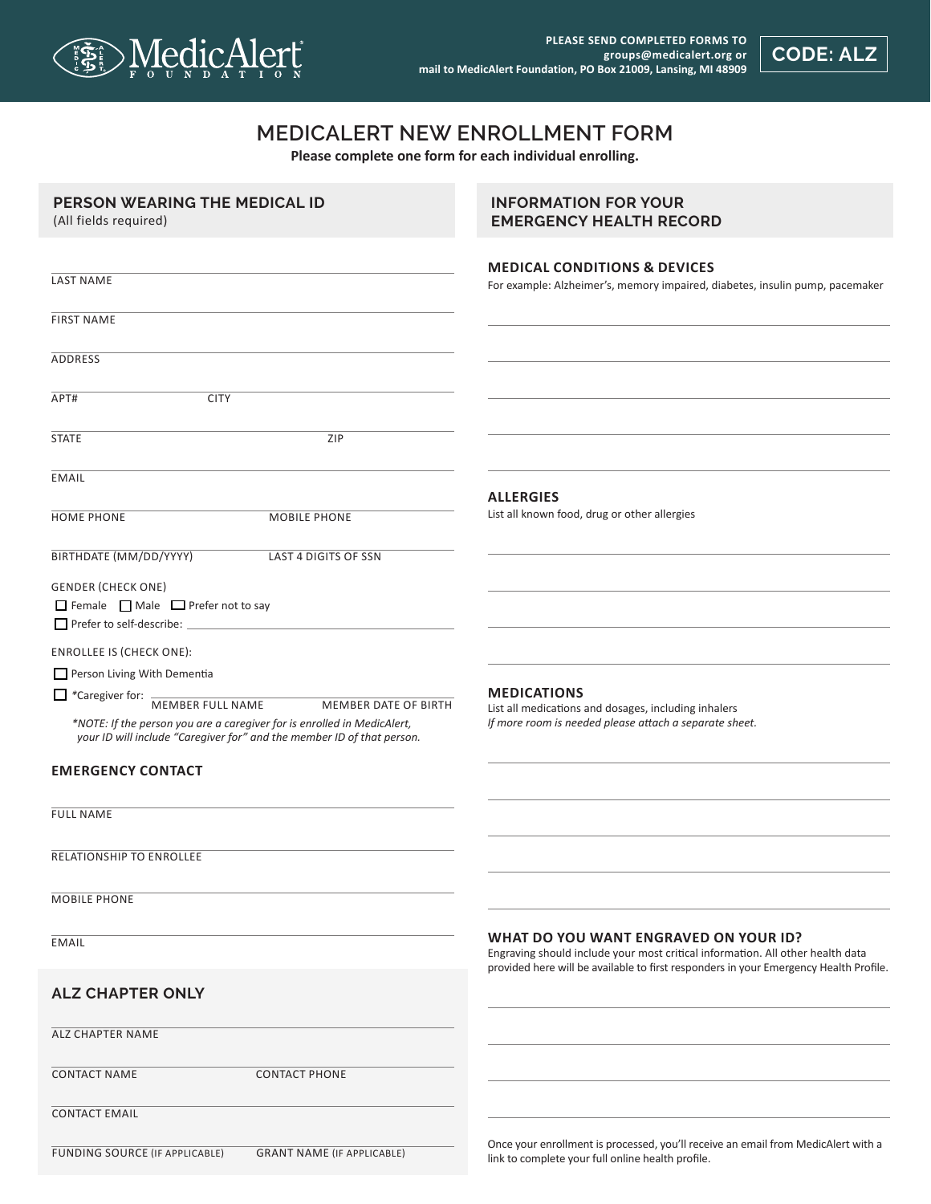MedicAlert FOUNDATION

**PLEASE SEND COMPLETED FORMS TO groups@medicalert.org or mail to MedicAlert Foundation, PO Box 21009, Lansing, MI 48909**

**CODE: ALZ**

# MEDICALERT NEW ENROLLMENT FORM

**Please complete one form for each individual enrolling.**

## PERSON WEARING THE MEDICAL ID

(All fields required)

LAST NAME

FIRST NAME

ADDRESS

APT# CITY

STATE ZIP

EMAIL

HOME PHONE MOBILE PHONE

BIRTHDATE (MM/DD/YYYY) LAST 4 DIGITS OF SSN

GENDER (CHECK ONE)

☐ Female ☐ Male ☐ Prefer not to say

☐ Prefer to self-describe: ____________

ENROLLEE IS (CHECK ONE):

☐ Person Living With Dementia

☐ *Caregiver for: MEMBER FULL NAME MEMBER DATE OF BIRTH

*\*NOTE: If the person you are a caregiver for is enrolled in MedicAlert, your ID will include "Caregiver for" and the member ID of that person.*

### EMERGENCY CONTACT

FULL NAME

RELATIONSHIP TO ENROLLEE

MOBILE PHONE

EMAIL

## ALZ CHAPTER ONLY

ALZ CHAPTER NAME

CONTACT NAME CONTACT PHONE

CONTACT EMAIL

FUNDING SOURCE (IF APPLICABLE) GRANT NAME (IF APPLICABLE)

## INFORMATION FOR YOUR EMERGENCY HEALTH RECORD

### MEDICAL CONDITIONS & DEVICES

For example: Alzheimer's, memory impaired, diabetes, insulin pump, pacemaker

### ALLERGIES

List all known food, drug or other allergies

### MEDICATIONS

List all medications and dosages, including inhalers

*If more room is needed please attach a separate sheet.*

### WHAT DO YOU WANT ENGRAVED ON YOUR ID?

Engraving should include your most critical information. All other health data provided here will be available to first responders in your Emergency Health Profile.

Once your enrollment is processed, you'll receive an email from MedicAlert with a link to complete your full online health profile.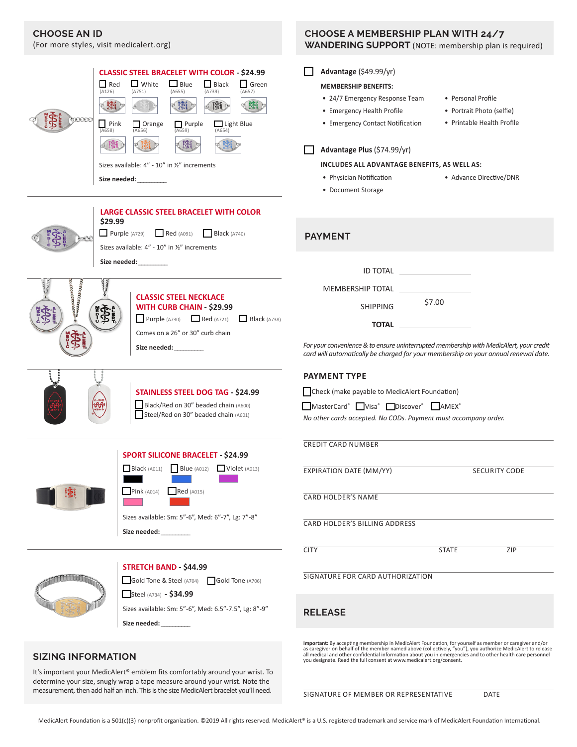## CHOOSE AN ID

(For more styles, visit medicalert.org)

### CLASSIC STEEL BRACELET WITH COLOR - $24.99

☐ Red (A126) ☐ White (A751) ☐ Blue (A655) ☐ Black (A739) ☐ Green (A657)

☐ Pink (A658) ☐ Orange (A656) ☐ Purple (A659) ☐ Light Blue (A654)

Sizes available: 4" - 10" in ½" increments

**Size needed:** _________

### LARGE CLASSIC STEEL BRACELET WITH COLOR $29.99

☐ Purple (A729) ☐ Red (A091) ☐ Black (A740)

Sizes available: 4" - 10" in ½" increments

**Size needed:** _________

### CLASSIC STEEL NECKLACE WITH CURB CHAIN - $29.99

☐ Purple (A730) ☐ Red (A721) ☐ Black (A738)

Comes on a 26" or 30" curb chain

**Size needed:** _________

### STAINLESS STEEL DOG TAG - $24.99

☐ Black/Red on 30" beaded chain (A600)

☐ Steel/Red on 30" beaded chain (A601)

### SPORT SILICONE BRACELET - $24.99

☐ Black (A011) ☐ Blue (A012) ☐ Violet (A013)

☐ Pink (A014) ☐ Red (A015)

Sizes available: Sm: 5"-6", Med: 6"-7", Lg: 7"-8"

**Size needed:** _________

### STRETCH BAND - $44.99

☐ Gold Tone & Steel (A704) ☐ Gold Tone (A706)

☐ Steel (A734) - **$34.99**

Sizes available: Sm: 5"-6", Med: 6.5"-7.5", Lg: 8"-9"

**Size needed:** _________

## SIZING INFORMATION

It's important your MedicAlert® emblem fits comfortably around your wrist. To determine your size, snugly wrap a tape measure around your wrist. Note the measurement, then add half an inch. This is the size MedicAlert bracelet you'll need.

## CHOOSE A MEMBERSHIP PLAN WITH 24/7 WANDERING SUPPORT (NOTE: membership plan is required)

☐ **Advantage** ($49.99/yr)

**MEMBERSHIP BENEFITS:**

- 24/7 Emergency Response Team
- Emergency Health Profile
- Emergency Contact Notification
- Personal Profile
- Portrait Photo (selfie)
- Printable Health Profile

☐ **Advantage Plus** ($74.99/yr)

**INCLUDES ALL ADVANTAGE BENEFITS, AS WELL AS:**

- Physician Notification
- Document Storage
- Advance Directive/DNR

## PAYMENT

| | |
|---|---|
| ID TOTAL | |
| MEMBERSHIP TOTAL | |
| SHIPPING | $7.00 |
| **TOTAL** | |

*For your convenience & to ensure uninterrupted membership with MedicAlert, your credit card will automatically be charged for your membership on your annual renewal date.*

### PAYMENT TYPE

☐ Check (make payable to MedicAlert Foundation)

☐ MasterCard® ☐ Visa® ☐ Discover® ☐ AMEX®

*No other cards accepted. No CODs. Payment must accompany order.*

CREDIT CARD NUMBER

EXPIRATION DATE (MM/YY) SECURITY CODE

CARD HOLDER'S NAME

CARD HOLDER'S BILLING ADDRESS

CITY STATE ZIP

SIGNATURE FOR CARD AUTHORIZATION

## RELEASE

**Important:** By accepting membership in MedicAlert Foundation, for yourself as member or caregiver and/or as caregiver on behalf of the member named above (collectively, "you"), you authorize MedicAlert to release all medical and other confidential information about you in emergencies and to other health care personnel you designate. Read the full consent at www.medicalert.org/consent.

SIGNATURE OF MEMBER OR REPRESENTATIVE DATE

MedicAlert Foundation is a 501(c)(3) nonprofit organization. ©2019 All rights reserved. MedicAlert® is a U.S. registered trademark and service mark of MedicAlert Foundation International.